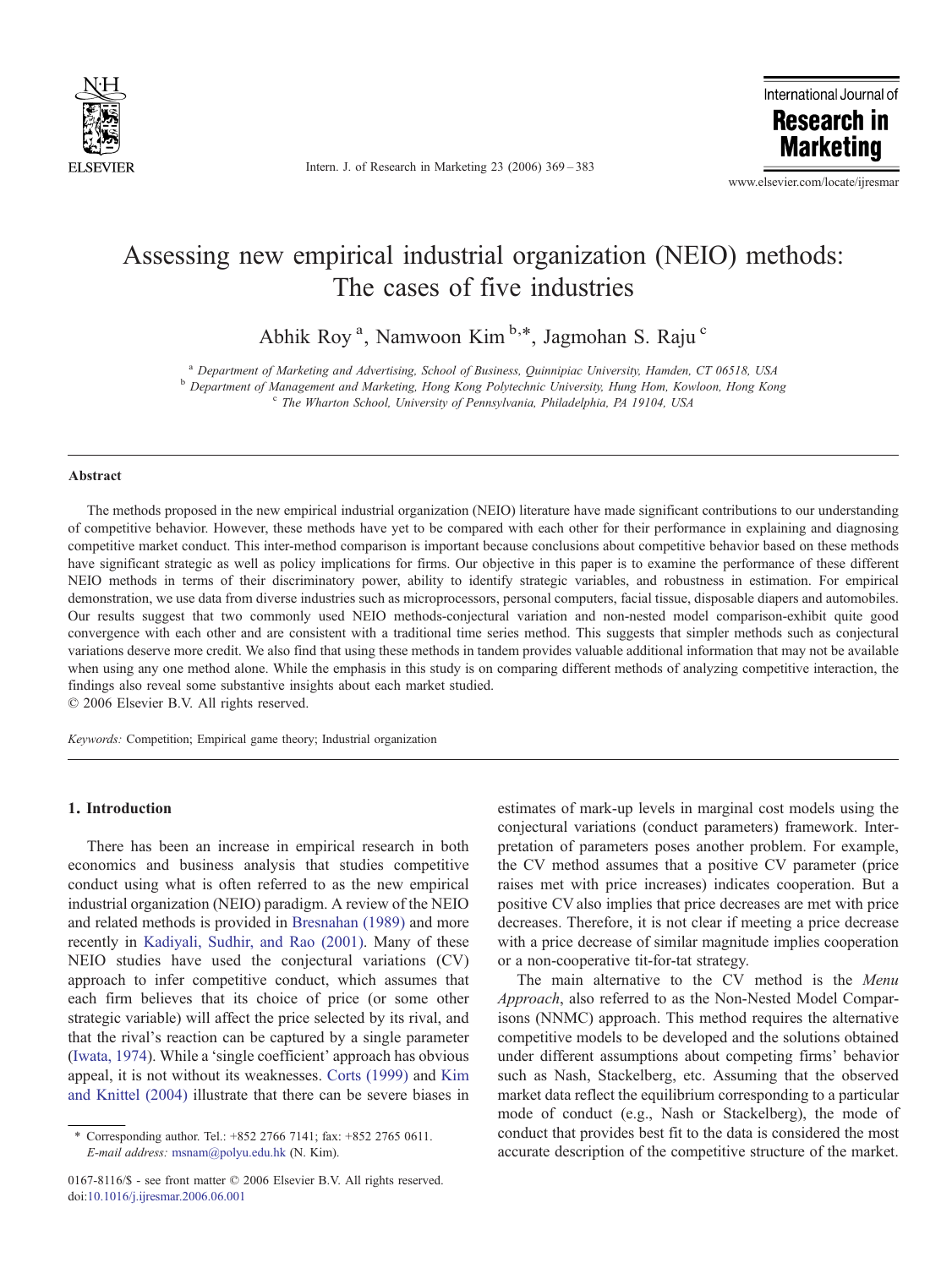# Assessing new empirical industrial organization (NEIO) methods: The cases of five industries

Abhik Roy [a], Namwoon Kim [b,*], Jagmohan S. Raju [c]

[a] Department of Marketing and Advertising, School of Business, Quinnipiac University, Hamden, CT 06518, USA
[b] Department of Management and Marketing, Hong Kong Polytechnic University, Hung Hom, Kowloon, Hong Kong
[c] The Wharton School, University of Pennsylvania, Philadelphia, PA 19104, USA

## Abstract

The methods proposed in the new empirical industrial organization (NEIO) literature have made significant contributions to our understanding of competitive behavior. However, these methods have yet to be compared with each other for their performance in explaining and diagnosing competitive market conduct. This inter-method comparison is important because conclusions about competitive behavior based on these methods have significant strategic as well as policy implications for firms. Our objective in this paper is to examine the performance of these different NEIO methods in terms of their discriminatory power, ability to identify strategic variables, and robustness in estimation. For empirical demonstration, we use data from diverse industries such as microprocessors, personal computers, facial tissue, disposable diapers and automobiles. Our results suggest that two commonly used NEIO methods-conjectural variation and non-nested model comparison-exhibit quite good convergence with each other and are consistent with a traditional time series method. This suggests that simpler methods such as conjectural variations deserve more credit. We also find that using these methods in tandem provides valuable additional information that may not be available when using any one method alone. While the emphasis in this study is on comparing different methods of analyzing competitive interaction, the findings also reveal some substantive insights about each market studied.

© 2006 Elsevier B.V. All rights reserved.

*Keywords:* Competition; Empirical game theory; Industrial organization

## 1. Introduction

There has been an increase in empirical research in both economics and business analysis that studies competitive conduct using what is often referred to as the new empirical industrial organization (NEIO) paradigm. A review of the NEIO and related methods is provided in Bresnahan (1989) and more recently in Kadiyali, Sudhir, and Rao (2001). Many of these NEIO studies have used the conjectural variations (CV) approach to infer competitive conduct, which assumes that each firm believes that its choice of price (or some other strategic variable) will affect the price selected by its rival, and that the rival's reaction can be captured by a single parameter (Iwata, 1974). While a 'single coefficient' approach has obvious appeal, it is not without its weaknesses. Corts (1999) and Kim and Knittel (2004) illustrate that there can be severe biases in estimates of mark-up levels in marginal cost models using the conjectural variations (conduct parameters) framework. Interpretation of parameters poses another problem. For example, the CV method assumes that a positive CV parameter (price raises met with price increases) indicates cooperation. But a positive CV also implies that price decreases are met with price decreases. Therefore, it is not clear if meeting a price decrease with a price decrease of similar magnitude implies cooperation or a non-cooperative tit-for-tat strategy.

The main alternative to the CV method is the *Menu Approach*, also referred to as the Non-Nested Model Comparisons (NNMC) approach. This method requires the alternative competitive models to be developed and the solutions obtained under different assumptions about competing firms' behavior such as Nash, Stackelberg, etc. Assuming that the observed market data reflect the equilibrium corresponding to a particular mode of conduct (e.g., Nash or Stackelberg), the mode of conduct that provides best fit to the data is considered the most accurate description of the competitive structure of the market.

* Corresponding author. Tel.: +852 2766 7141; fax: +852 2765 0611. *E-mail address:* msnam@polyu.edu.hk (N. Kim).

0167-8116/$ - see front matter © 2006 Elsevier B.V. All rights reserved.
doi:10.1016/j.ijresmar.2006.06.001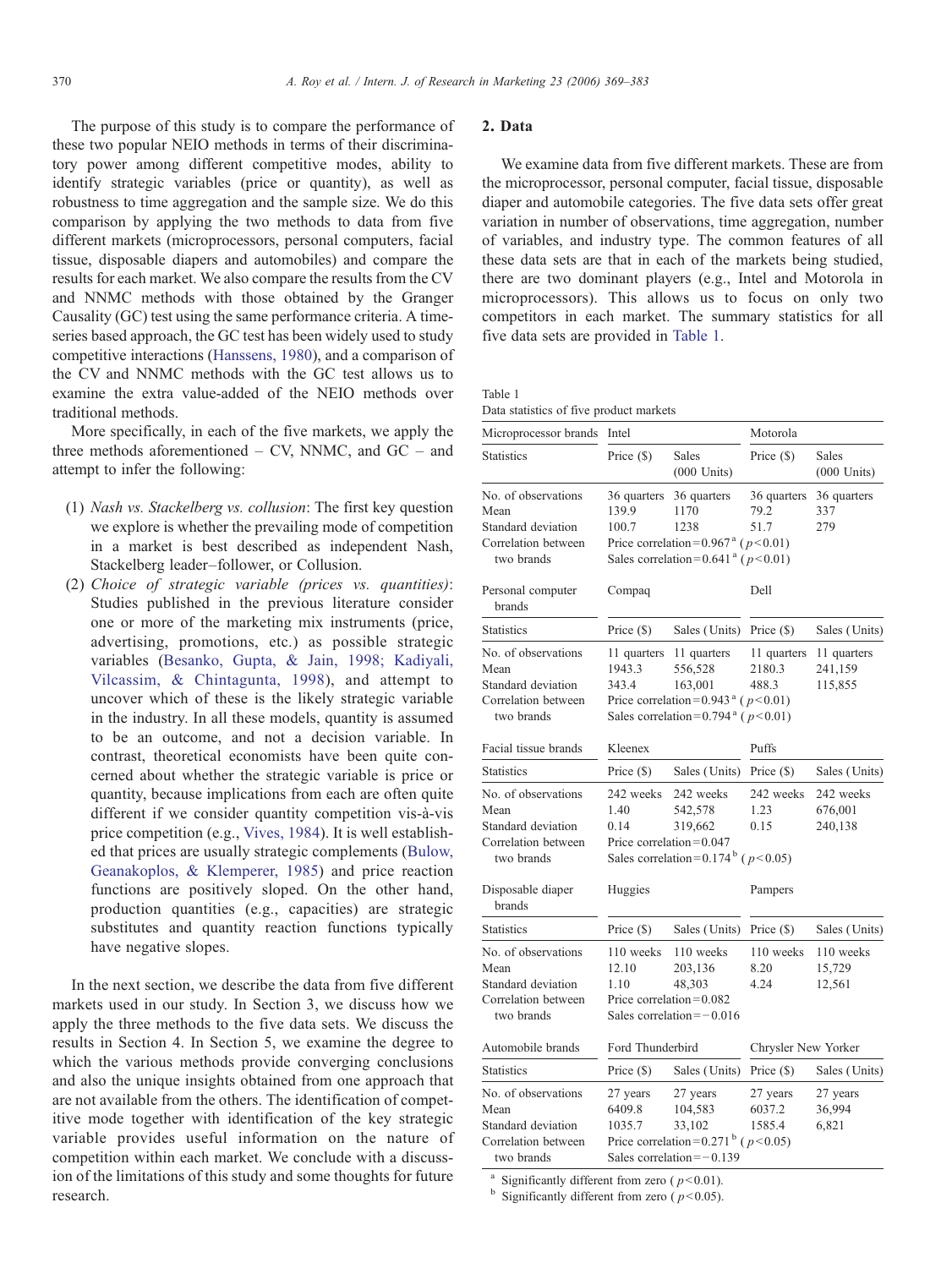The purpose of this study is to compare the performance of these two popular NEIO methods in terms of their discriminatory power among different competitive modes, ability to identify strategic variables (price or quantity), as well as robustness to time aggregation and the sample size. We do this comparison by applying the two methods to data from five different markets (microprocessors, personal computers, facial tissue, disposable diapers and automobiles) and compare the results for each market. We also compare the results from the CV and NNMC methods with those obtained by the Granger Causality (GC) test using the same performance criteria. A time-series based approach, the GC test has been widely used to study competitive interactions (Hanssens, 1980), and a comparison of the CV and NNMC methods with the GC test allows us to examine the extra value-added of the NEIO methods over traditional methods.

More specifically, in each of the five markets, we apply the three methods aforementioned – CV, NNMC, and GC – and attempt to infer the following:

1. *Nash vs. Stackelberg vs. collusion*: The first key question we explore is whether the prevailing mode of competition in a market is best described as independent Nash, Stackelberg leader–follower, or Collusion.
2. *Choice of strategic variable (prices vs. quantities)*: Studies published in the previous literature consider one or more of the marketing mix instruments (price, advertising, promotions, etc.) as possible strategic variables (Besanko, Gupta, & Jain, 1998; Kadiyali, Vilcassim, & Chintagunta, 1998), and attempt to uncover which of these is the likely strategic variable in the industry. In all these models, quantity is assumed to be an outcome, and not a decision variable. In contrast, theoretical economists have been quite concerned about whether the strategic variable is price or quantity, because implications from each are often quite different if we consider quantity competition vis-à-vis price competition (e.g., Vives, 1984). It is well established that prices are usually strategic complements (Bulow, Geanakoplos, & Klemperer, 1985) and price reaction functions are positively sloped. On the other hand, production quantities (e.g., capacities) are strategic substitutes and quantity reaction functions typically have negative slopes.

In the next section, we describe the data from five different markets used in our study. In Section 3, we discuss how we apply the three methods to the five data sets. We discuss the results in Section 4. In Section 5, we examine the degree to which the various methods provide converging conclusions and also the unique insights obtained from one approach that are not available from the others. The identification of competitive mode together with identification of the key strategic variable provides useful information on the nature of competition within each market. We conclude with a discussion of the limitations of this study and some thoughts for future research.

## 2. Data

We examine data from five different markets. These are from the microprocessor, personal computer, facial tissue, disposable diaper and automobile categories. The five data sets offer great variation in number of observations, time aggregation, number of variables, and industry type. The common features of all these data sets are that in each of the markets being studied, there are two dominant players (e.g., Intel and Motorola in microprocessors). This allows us to focus on only two competitors in each market. The summary statistics for all five data sets are provided in Table 1.

Table 1
Data statistics of five product markets

| Microprocessor brands | Intel | | Motorola | |
|---|---|---|---|---|
| Statistics | Price ($) | Sales (000 Units) | Price ($) | Sales (000 Units) |
| No. of observations | 36 quarters | 36 quarters | 36 quarters | 36 quarters |
| Mean | 139.9 | 1170 | 79.2 | 337 |
| Standard deviation | 100.7 | 1238 | 51.7 | 279 |
| Correlation between two brands | Price correlation = 0.967[a] ($p<0.01$) Sales correlation = 0.641[a] ($p<0.01$) | | | |
| **Personal computer brands** | **Compaq** | | **Dell** | |
| Statistics | Price ($) | Sales (Units) | Price ($) | Sales (Units) |
| No. of observations | 11 quarters | 11 quarters | 11 quarters | 11 quarters |
| Mean | 1943.3 | 556,528 | 2180.3 | 241,159 |
| Standard deviation | 343.4 | 163,001 | 488.3 | 115,855 |
| Correlation between two brands | Price correlation = 0.943[a] ($p<0.01$) Sales correlation = 0.794[a] ($p<0.01$) | | | |
| **Facial tissue brands** | **Kleenex** | | **Puffs** | |
| Statistics | Price ($) | Sales (Units) | Price ($) | Sales (Units) |
| No. of observations | 242 weeks | 242 weeks | 242 weeks | 242 weeks |
| Mean | 1.40 | 542,578 | 1.23 | 676,001 |
| Standard deviation | 0.14 | 319,662 | 0.15 | 240,138 |
| Correlation between two brands | Price correlation = 0.047 Sales correlation = 0.174[b] ($p<0.05$) | | | |
| **Disposable diaper brands** | **Huggies** | | **Pampers** | |
| Statistics | Price ($) | Sales (Units) | Price ($) | Sales (Units) |
| No. of observations | 110 weeks | 110 weeks | 110 weeks | 110 weeks |
| Mean | 12.10 | 203,136 | 8.20 | 15,729 |
| Standard deviation | 1.10 | 48,303 | 4.24 | 12,561 |
| Correlation between two brands | Price correlation = 0.082 Sales correlation = −0.016 | | | |
| **Automobile brands** | **Ford Thunderbird** | | **Chrysler New Yorker** | |
| Statistics | Price ($) | Sales (Units) | Price ($) | Sales (Units) |
| No. of observations | 27 years | 27 years | 27 years | 27 years |
| Mean | 6409.8 | 104,583 | 6037.2 | 36,994 |
| Standard deviation | 1035.7 | 33,102 | 1585.4 | 6,821 |
| Correlation between two brands | Price correlation = 0.271[b] ($p<0.05$) Sales correlation = −0.139 | | | |

[a] Significantly different from zero ($p<0.01$).
[b] Significantly different from zero ($p<0.05$).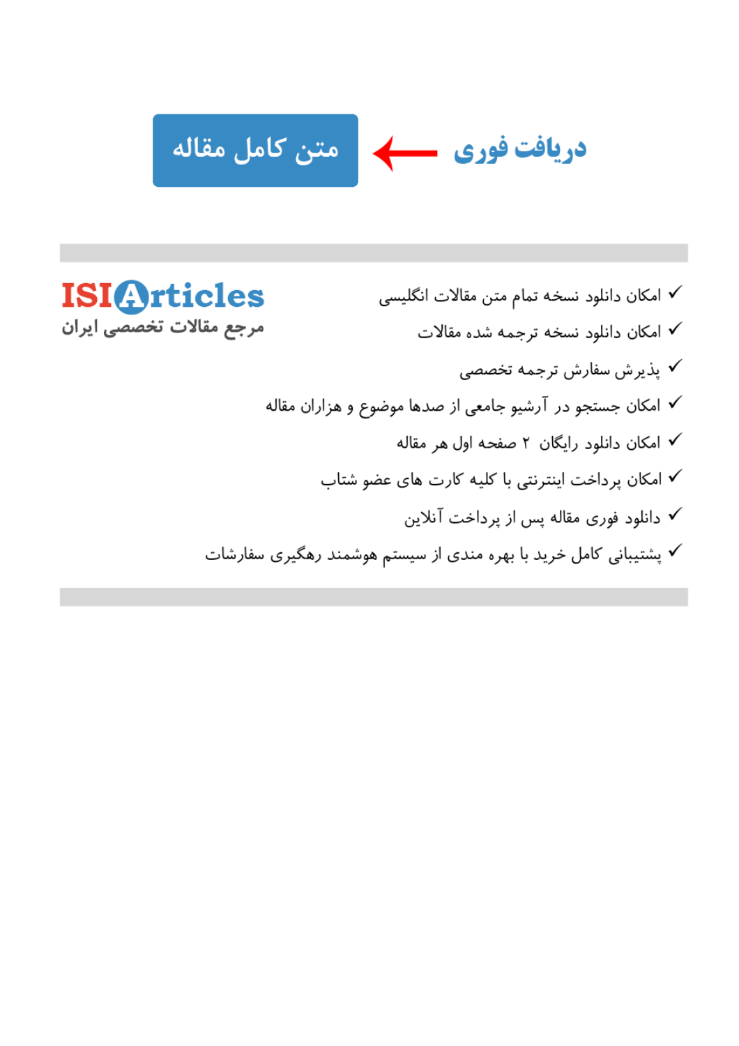دریافت فوری ← **متن کامل مقاله**

**ISIArticles**
مرجع مقالات تخصصی ایران

- ✓ امکان دانلود نسخه تمام متن مقالات انگلیسی
- ✓ امکان دانلود نسخه ترجمه شده مقالات
- ✓ پذیرش سفارش ترجمه تخصصی
- ✓ امکان جستجو در آرشیو جامعی از صدها موضوع و هزاران مقاله
- ✓ امکان دانلود رایگان ۲ صفحه اول هر مقاله
- ✓ امکان پرداخت اینترنتی با کلیه کارت های عضو شتاب
- ✓ دانلود فوری مقاله پس از پرداخت آنلاین
- ✓ پشتیبانی کامل خرید با بهره مندی از سیستم هوشمند رهگیری سفارشات